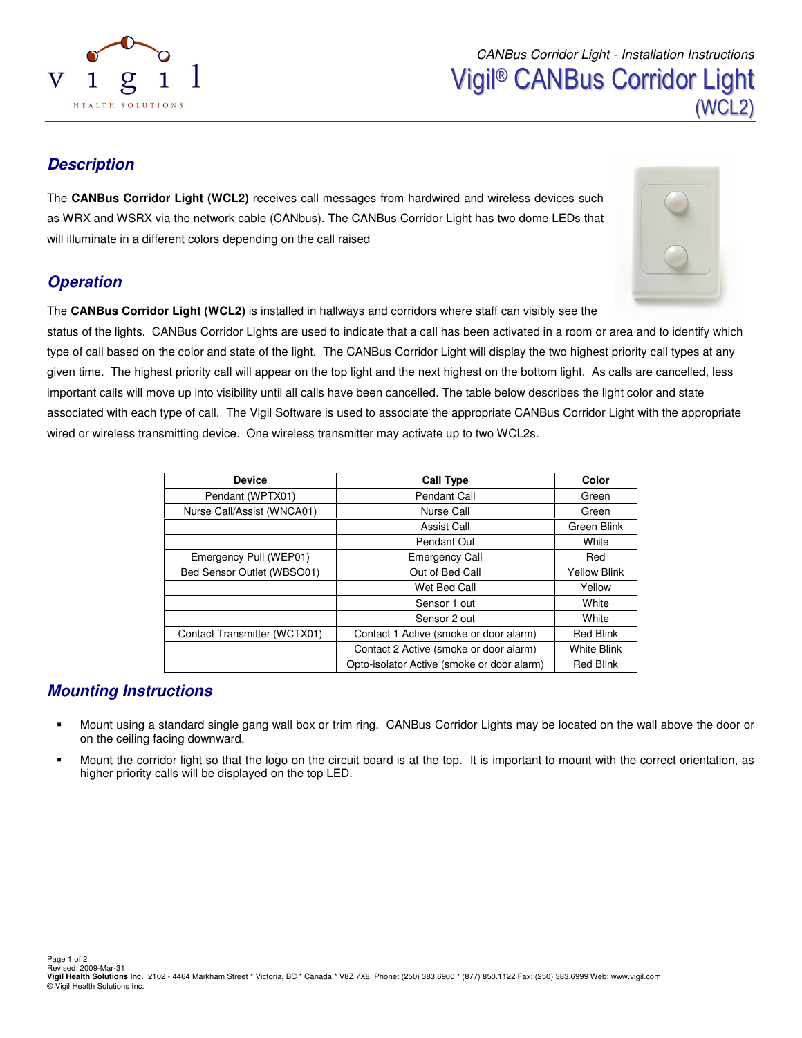# Vigil® CANBus Corridor Light (WCL2)

## Description

The **CANBus Corridor Light (WCL2)** receives call messages from hardwired and wireless devices such as WRX and WSRX via the network cable (CANbus). The CANBus Corridor Light has two dome LEDs that will illuminate in a different colors depending on the call raised

## Operation

The **CANBus Corridor Light (WCL2)** is installed in hallways and corridors where staff can visibly see the status of the lights. CANBus Corridor Lights are used to indicate that a call has been activated in a room or area and to identify which type of call based on the color and state of the light. The CANBus Corridor Light will display the two highest priority call types at any given time. The highest priority call will appear on the top light and the next highest on the bottom light. As calls are cancelled, less important calls will move up into visibility until all calls have been cancelled. The table below describes the light color and state associated with each type of call. The Vigil Software is used to associate the appropriate CANBus Corridor Light with the appropriate wired or wireless transmitting device. One wireless transmitter may activate up to two WCL2s.

| Device | Call Type | Color |
|---|---|---|
| Pendant (WPTX01) | Pendant Call | Green |
| Nurse Call/Assist (WNCA01) | Nurse Call | Green |
| | Assist Call | Green Blink |
| | Pendant Out | White |
| Emergency Pull (WEP01) | Emergency Call | Red |
| Bed Sensor Outlet (WBSO01) | Out of Bed Call | Yellow Blink |
| | Wet Bed Call | Yellow |
| | Sensor 1 out | White |
| | Sensor 2 out | White |
| Contact Transmitter (WCTX01) | Contact 1 Active (smoke or door alarm) | Red Blink |
| | Contact 2 Active (smoke or door alarm) | White Blink |
| | Opto-isolator Active (smoke or door alarm) | Red Blink |

## Mounting Instructions

- Mount using a standard single gang wall box or trim ring. CANBus Corridor Lights may be located on the wall above the door or on the ceiling facing downward.
- Mount the corridor light so that the logo on the circuit board is at the top. It is important to mount with the correct orientation, as higher priority calls will be displayed on the top LED.

Revised: 2009-Mar-31
**Vigil Health Solutions Inc.** 2102 - 4464 Markham Street * Victoria, BC * Canada * V8Z 7X8. Phone: (250) 383.6900 * (877) 850.1122 Fax: (250) 383.6999 Web: www.vigil.com
© Vigil Health Solutions Inc.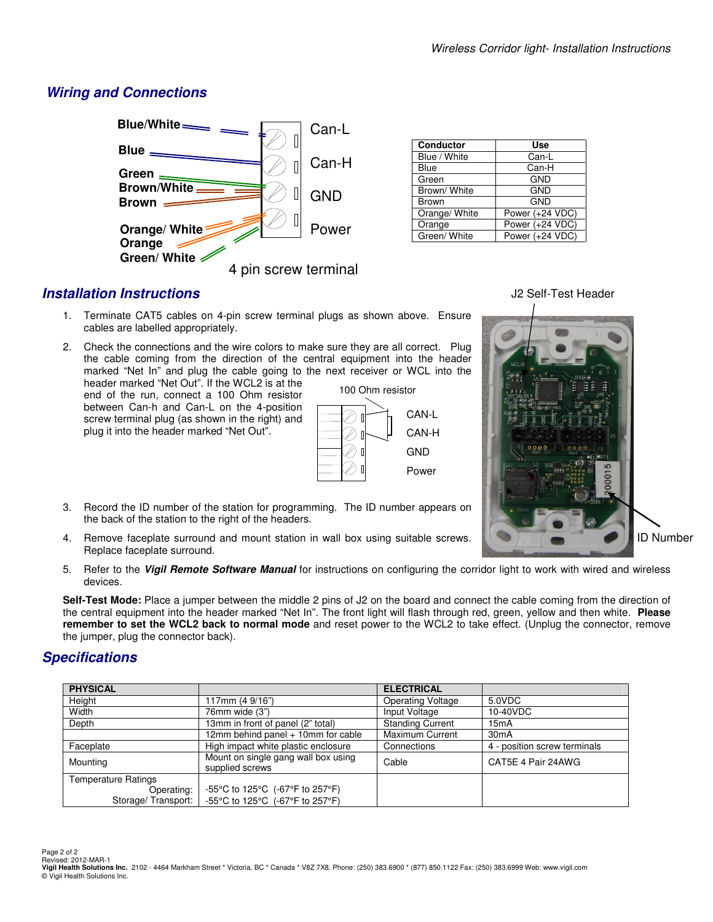## Wiring and Connections

Blue/White
Blue
Green
Brown/White
Brown
Orange/ White
Orange
Green/ White

Can-L
Can-H
GND
Power

4 pin screw terminal

| Conductor | Use |
|---|---|
| Blue / White | Can-L |
| Blue | Can-H |
| Green | GND |
| Brown/ White | GND |
| Brown | GND |
| Orange/ White | Power (+24 VDC) |
| Orange | Power (+24 VDC) |
| Green/ White | Power (+24 VDC) |

## Installation Instructions

1. Terminate CAT5 cables on 4-pin screw terminal plugs as shown above. Ensure cables are labelled appropriately.
2. Check the connections and the wire colors to make sure they are all correct. Plug the cable coming from the direction of the central equipment into the header marked "Net In" and plug the cable going to the next receiver or WCL into the header marked "Net Out". If the WCL2 is at the end of the run, connect a 100 Ohm resistor between Can-h and Can-L on the 4-position screw terminal plug (as shown in the right) and plug it into the header marked "Net Out".

100 Ohm resistor

CAN-L
CAN-H
GND
Power

J2 Self-Test Header

ID Number

3. Record the ID number of the station for programming. The ID number appears on the back of the station to the right of the headers.
4. Remove faceplate surround and mount station in wall box using suitable screws. Replace faceplate surround.
5. Refer to the ***Vigil Remote Software Manual*** for instructions on configuring the corridor light to work with wired and wireless devices.

**Self-Test Mode:** Place a jumper between the middle 2 pins of J2 on the board and connect the cable coming from the direction of the central equipment into the header marked "Net In". The front light will flash through red, green, yellow and then white. **Please remember to set the WCL2 back to normal mode** and reset power to the WCL2 to take effect. (Unplug the connector, remove the jumper, plug the connector back).

## Specifications

| PHYSICAL | | ELECTRICAL | |
|---|---|---|---|
| Height | 117mm (4 9/16") | Operating Voltage | 5.0VDC |
| Width | 76mm wide (3") | Input Voltage | 10-40VDC |
| Depth | 13mm in front of panel (2" total) | Standing Current | 15mA |
| | 12mm behind panel + 10mm for cable | Maximum Current | 30mA |
| Faceplate | High impact white plastic enclosure | Connections | 4 - position screw terminals |
| Mounting | Mount on single gang wall box using supplied screws | Cable | CAT5E 4 Pair 24AWG |
| Temperature Ratings<br>Operating:<br>Storage/ Transport: | <br>-55°C to 125°C (-67°F to 257°F)<br>-55°C to 125°C (-67°F to 257°F) | | |

Revised: 2012-MAR-1
**Vigil Health Solutions Inc.** 2102 - 4464 Markham Street * Victoria, BC * Canada * V8Z 7X8. Phone: (250) 383.6900 * (877) 850.1122 Fax: (250) 383.6999 Web: www.vigil.com
© Vigil Health Solutions Inc.